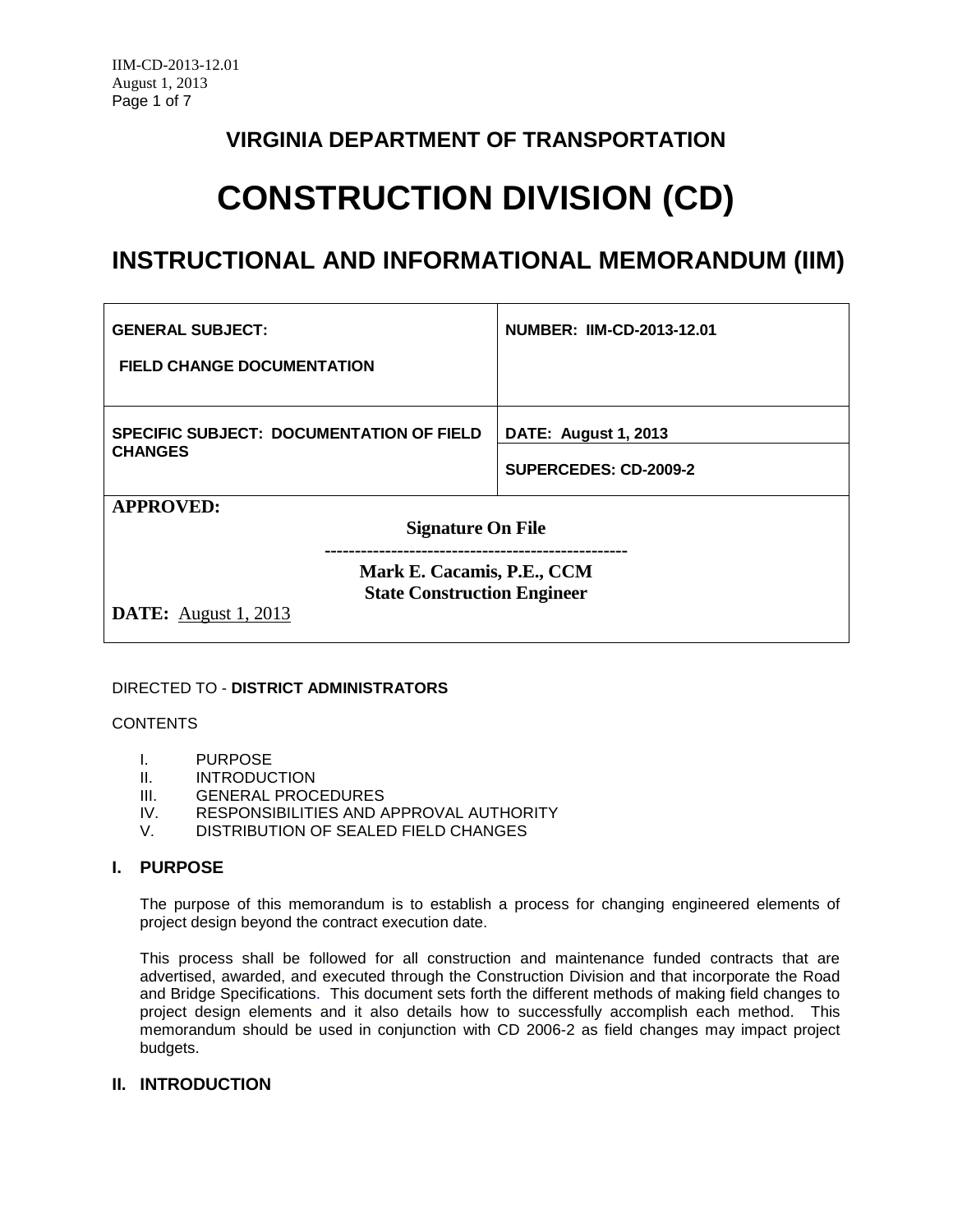# VIRGINIA DEPARTMENT OF TRANSPORTATION

# CONSTRUCTION DIVISION (CD)

## INSTRUCTIONAL AND INFORMATIONAL MEMORANDUM (IIM)

| **GENERAL SUBJECT:** **FIELD CHANGE DOCUMENTATION** | **NUMBER: IIM-CD-2013-12.01** |
|---|---|
| **SPECIFIC SUBJECT: DOCUMENTATION OF FIELD CHANGES** | **DATE: August 1, 2013** |
| | **SUPERCEDES: CD-2009-2** |
| **APPROVED:** **Signature On File** -------------------------------------------------- **Mark E. Cacamis, P.E., CCM** **State Construction Engineer** **DATE:** August 1, 2013 | |

DIRECTED TO - **DISTRICT ADMINISTRATORS**

CONTENTS

I. PURPOSE
II. INTRODUCTION
III. GENERAL PROCEDURES
IV. RESPONSIBILITIES AND APPROVAL AUTHORITY
V. DISTRIBUTION OF SEALED FIELD CHANGES

### I. PURPOSE

The purpose of this memorandum is to establish a process for changing engineered elements of project design beyond the contract execution date.

This process shall be followed for all construction and maintenance funded contracts that are advertised, awarded, and executed through the Construction Division and that incorporate the Road and Bridge Specifications. This document sets forth the different methods of making field changes to project design elements and it also details how to successfully accomplish each method. This memorandum should be used in conjunction with CD 2006-2 as field changes may impact project budgets.

### II. INTRODUCTION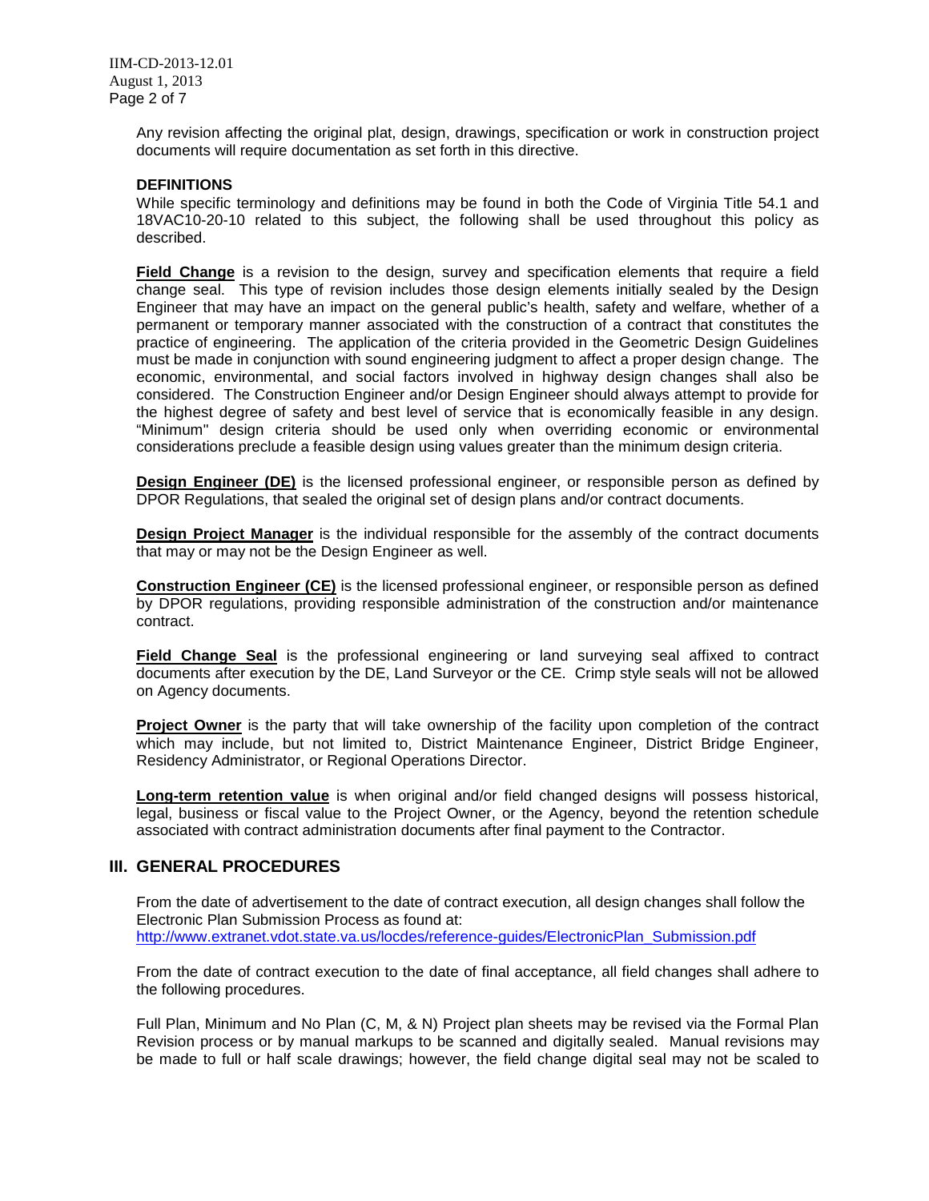Any revision affecting the original plat, design, drawings, specification or work in construction project documents will require documentation as set forth in this directive.

**DEFINITIONS**

While specific terminology and definitions may be found in both the Code of Virginia Title 54.1 and 18VAC10-20-10 related to this subject, the following shall be used throughout this policy as described.

**Field Change** is a revision to the design, survey and specification elements that require a field change seal. This type of revision includes those design elements initially sealed by the Design Engineer that may have an impact on the general public's health, safety and welfare, whether of a permanent or temporary manner associated with the construction of a contract that constitutes the practice of engineering. The application of the criteria provided in the Geometric Design Guidelines must be made in conjunction with sound engineering judgment to affect a proper design change. The economic, environmental, and social factors involved in highway design changes shall also be considered. The Construction Engineer and/or Design Engineer should always attempt to provide for the highest degree of safety and best level of service that is economically feasible in any design. "Minimum" design criteria should be used only when overriding economic or environmental considerations preclude a feasible design using values greater than the minimum design criteria.

**Design Engineer (DE)** is the licensed professional engineer, or responsible person as defined by DPOR Regulations, that sealed the original set of design plans and/or contract documents.

**Design Project Manager** is the individual responsible for the assembly of the contract documents that may or may not be the Design Engineer as well.

**Construction Engineer (CE)** is the licensed professional engineer, or responsible person as defined by DPOR regulations, providing responsible administration of the construction and/or maintenance contract.

**Field Change Seal** is the professional engineering or land surveying seal affixed to contract documents after execution by the DE, Land Surveyor or the CE. Crimp style seals will not be allowed on Agency documents.

**Project Owner** is the party that will take ownership of the facility upon completion of the contract which may include, but not limited to, District Maintenance Engineer, District Bridge Engineer, Residency Administrator, or Regional Operations Director.

**Long-term retention value** is when original and/or field changed designs will possess historical, legal, business or fiscal value to the Project Owner, or the Agency, beyond the retention schedule associated with contract administration documents after final payment to the Contractor.

## III. GENERAL PROCEDURES

From the date of advertisement to the date of contract execution, all design changes shall follow the Electronic Plan Submission Process as found at:
http://www.extranet.vdot.state.va.us/locdes/reference-guides/ElectronicPlan_Submission.pdf

From the date of contract execution to the date of final acceptance, all field changes shall adhere to the following procedures.

Full Plan, Minimum and No Plan (C, M, & N) Project plan sheets may be revised via the Formal Plan Revision process or by manual markups to be scanned and digitally sealed. Manual revisions may be made to full or half scale drawings; however, the field change digital seal may not be scaled to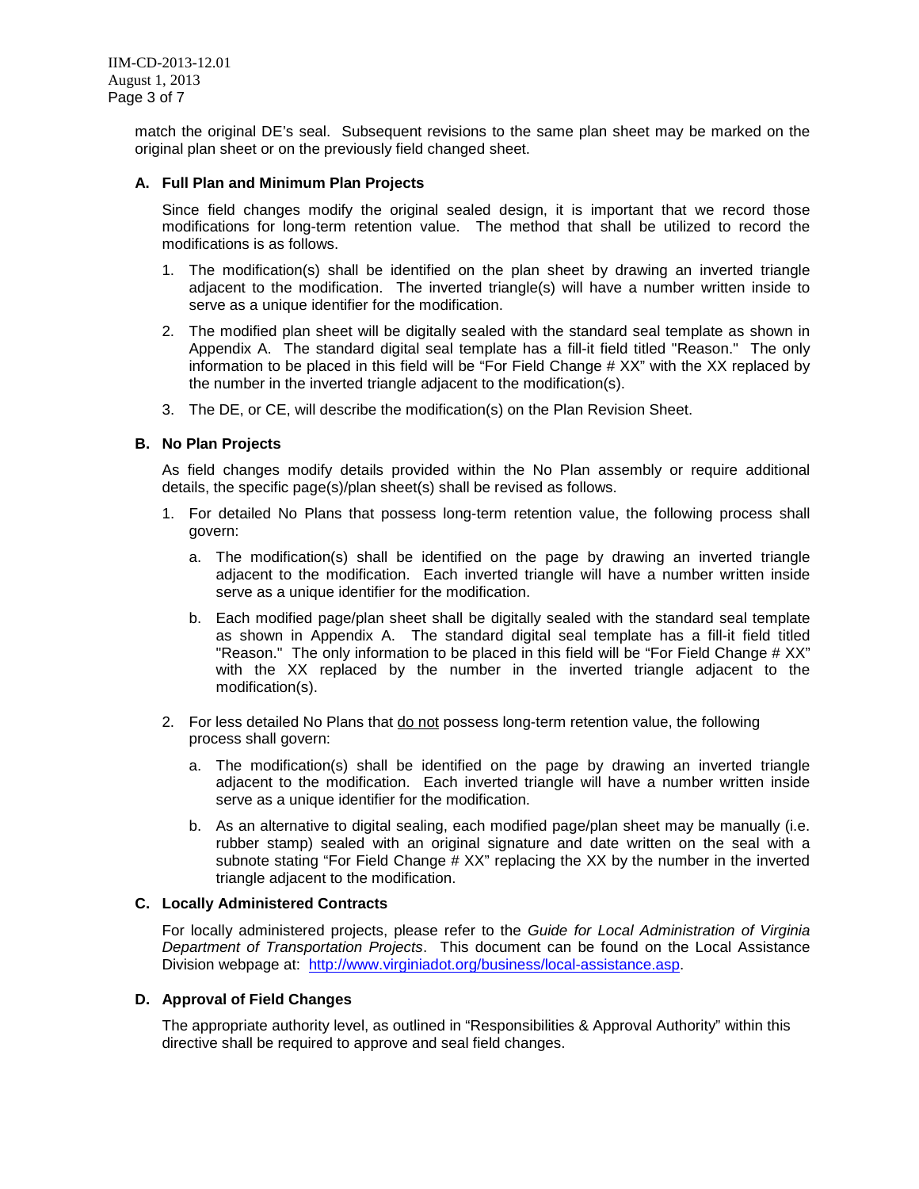match the original DE's seal. Subsequent revisions to the same plan sheet may be marked on the original plan sheet or on the previously field changed sheet.

### A. Full Plan and Minimum Plan Projects

Since field changes modify the original sealed design, it is important that we record those modifications for long-term retention value. The method that shall be utilized to record the modifications is as follows.

1. The modification(s) shall be identified on the plan sheet by drawing an inverted triangle adjacent to the modification. The inverted triangle(s) will have a number written inside to serve as a unique identifier for the modification.
2. The modified plan sheet will be digitally sealed with the standard seal template as shown in Appendix A. The standard digital seal template has a fill-it field titled "Reason." The only information to be placed in this field will be "For Field Change # XX" with the XX replaced by the number in the inverted triangle adjacent to the modification(s).
3. The DE, or CE, will describe the modification(s) on the Plan Revision Sheet.

### B. No Plan Projects

As field changes modify details provided within the No Plan assembly or require additional details, the specific page(s)/plan sheet(s) shall be revised as follows.

1. For detailed No Plans that possess long-term retention value, the following process shall govern:
   a. The modification(s) shall be identified on the page by drawing an inverted triangle adjacent to the modification. Each inverted triangle will have a number written inside serve as a unique identifier for the modification.
   b. Each modified page/plan sheet shall be digitally sealed with the standard seal template as shown in Appendix A. The standard digital seal template has a fill-it field titled "Reason." The only information to be placed in this field will be "For Field Change # XX" with the XX replaced by the number in the inverted triangle adjacent to the modification(s).
2. For less detailed No Plans that <u>do not</u> possess long-term retention value, the following process shall govern:
   a. The modification(s) shall be identified on the page by drawing an inverted triangle adjacent to the modification. Each inverted triangle will have a number written inside serve as a unique identifier for the modification.
   b. As an alternative to digital sealing, each modified page/plan sheet may be manually (i.e. rubber stamp) sealed with an original signature and date written on the seal with a subnote stating "For Field Change # XX" replacing the XX by the number in the inverted triangle adjacent to the modification.

### C. Locally Administered Contracts

For locally administered projects, please refer to the *Guide for Local Administration of Virginia Department of Transportation Projects*. This document can be found on the Local Assistance Division webpage at: http://www.virginiadot.org/business/local-assistance.asp.

### D. Approval of Field Changes

The appropriate authority level, as outlined in "Responsibilities & Approval Authority" within this directive shall be required to approve and seal field changes.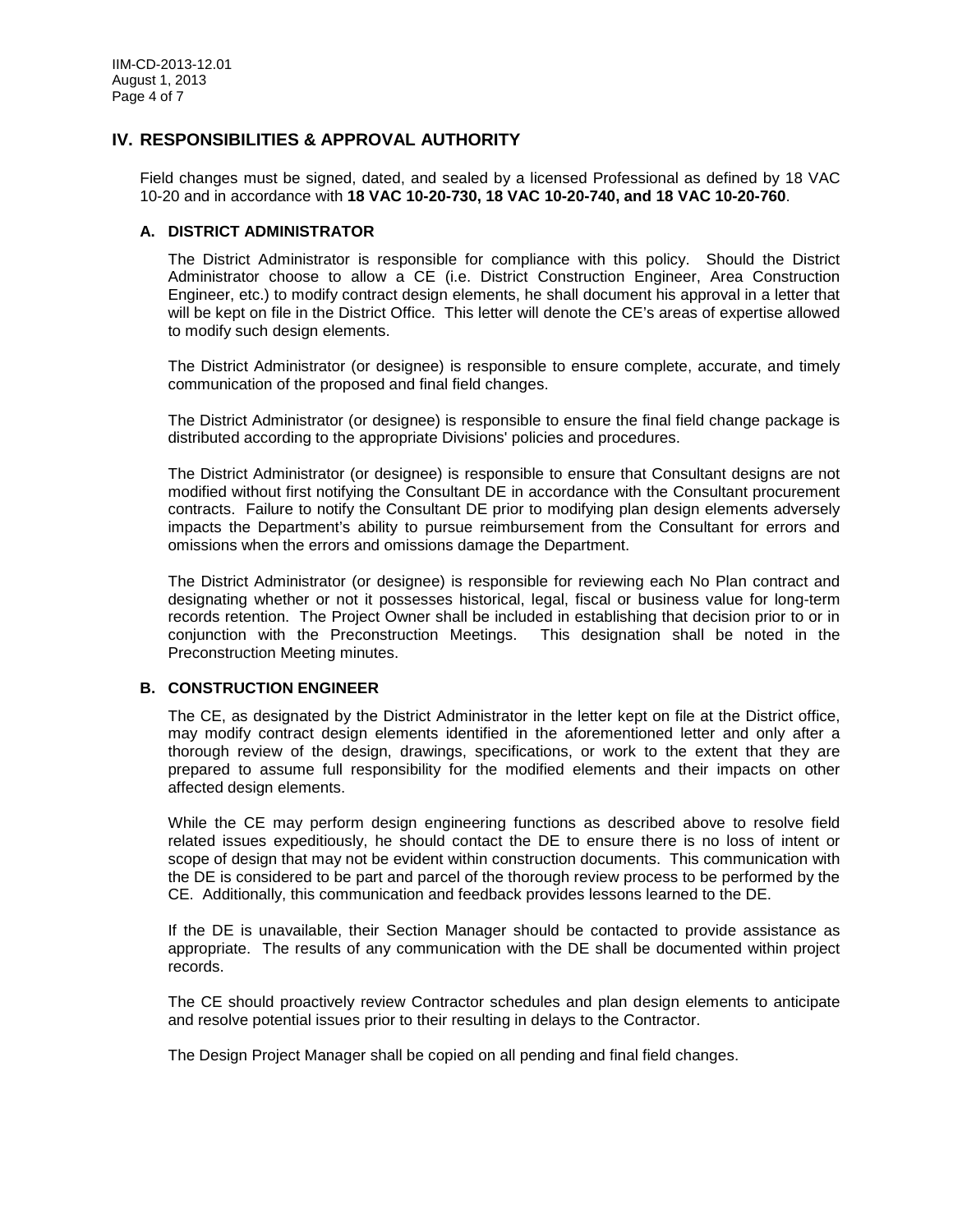## IV. RESPONSIBILITIES & APPROVAL AUTHORITY

Field changes must be signed, dated, and sealed by a licensed Professional as defined by 18 VAC 10-20 and in accordance with **18 VAC 10-20-730, 18 VAC 10-20-740, and 18 VAC 10-20-760**.

### A. DISTRICT ADMINISTRATOR

The District Administrator is responsible for compliance with this policy. Should the District Administrator choose to allow a CE (i.e. District Construction Engineer, Area Construction Engineer, etc.) to modify contract design elements, he shall document his approval in a letter that will be kept on file in the District Office. This letter will denote the CE's areas of expertise allowed to modify such design elements.

The District Administrator (or designee) is responsible to ensure complete, accurate, and timely communication of the proposed and final field changes.

The District Administrator (or designee) is responsible to ensure the final field change package is distributed according to the appropriate Divisions' policies and procedures.

The District Administrator (or designee) is responsible to ensure that Consultant designs are not modified without first notifying the Consultant DE in accordance with the Consultant procurement contracts. Failure to notify the Consultant DE prior to modifying plan design elements adversely impacts the Department's ability to pursue reimbursement from the Consultant for errors and omissions when the errors and omissions damage the Department.

The District Administrator (or designee) is responsible for reviewing each No Plan contract and designating whether or not it possesses historical, legal, fiscal or business value for long-term records retention. The Project Owner shall be included in establishing that decision prior to or in conjunction with the Preconstruction Meetings. This designation shall be noted in the Preconstruction Meeting minutes.

### B. CONSTRUCTION ENGINEER

The CE, as designated by the District Administrator in the letter kept on file at the District office, may modify contract design elements identified in the aforementioned letter and only after a thorough review of the design, drawings, specifications, or work to the extent that they are prepared to assume full responsibility for the modified elements and their impacts on other affected design elements.

While the CE may perform design engineering functions as described above to resolve field related issues expeditiously, he should contact the DE to ensure there is no loss of intent or scope of design that may not be evident within construction documents. This communication with the DE is considered to be part and parcel of the thorough review process to be performed by the CE. Additionally, this communication and feedback provides lessons learned to the DE.

If the DE is unavailable, their Section Manager should be contacted to provide assistance as appropriate. The results of any communication with the DE shall be documented within project records.

The CE should proactively review Contractor schedules and plan design elements to anticipate and resolve potential issues prior to their resulting in delays to the Contractor.

The Design Project Manager shall be copied on all pending and final field changes.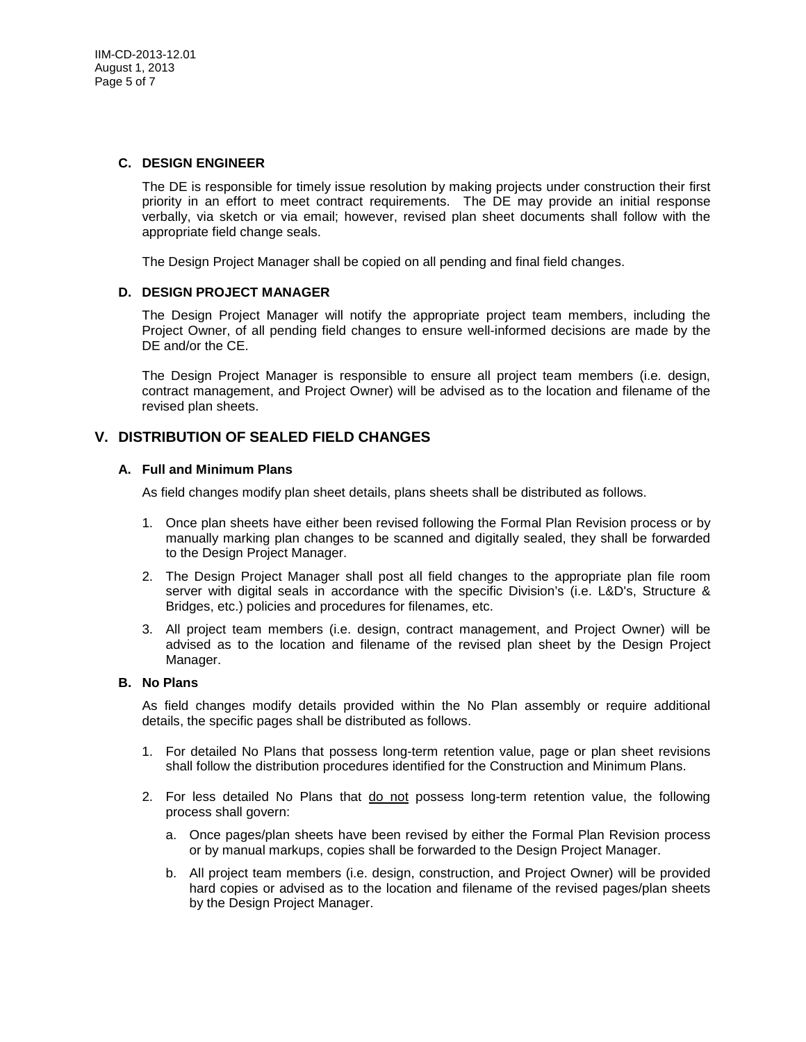### C. DESIGN ENGINEER

The DE is responsible for timely issue resolution by making projects under construction their first priority in an effort to meet contract requirements. The DE may provide an initial response verbally, via sketch or via email; however, revised plan sheet documents shall follow with the appropriate field change seals.

The Design Project Manager shall be copied on all pending and final field changes.

### D. DESIGN PROJECT MANAGER

The Design Project Manager will notify the appropriate project team members, including the Project Owner, of all pending field changes to ensure well-informed decisions are made by the DE and/or the CE.

The Design Project Manager is responsible to ensure all project team members (i.e. design, contract management, and Project Owner) will be advised as to the location and filename of the revised plan sheets.

## V. DISTRIBUTION OF SEALED FIELD CHANGES

### A. Full and Minimum Plans

As field changes modify plan sheet details, plans sheets shall be distributed as follows.

1. Once plan sheets have either been revised following the Formal Plan Revision process or by manually marking plan changes to be scanned and digitally sealed, they shall be forwarded to the Design Project Manager.
2. The Design Project Manager shall post all field changes to the appropriate plan file room server with digital seals in accordance with the specific Division's (i.e. L&D's, Structure & Bridges, etc.) policies and procedures for filenames, etc.
3. All project team members (i.e. design, contract management, and Project Owner) will be advised as to the location and filename of the revised plan sheet by the Design Project Manager.

### B. No Plans

As field changes modify details provided within the No Plan assembly or require additional details, the specific pages shall be distributed as follows.

1. For detailed No Plans that possess long-term retention value, page or plan sheet revisions shall follow the distribution procedures identified for the Construction and Minimum Plans.
2. For less detailed No Plans that <u>do not</u> possess long-term retention value, the following process shall govern:
   a. Once pages/plan sheets have been revised by either the Formal Plan Revision process or by manual markups, copies shall be forwarded to the Design Project Manager.
   b. All project team members (i.e. design, construction, and Project Owner) will be provided hard copies or advised as to the location and filename of the revised pages/plan sheets by the Design Project Manager.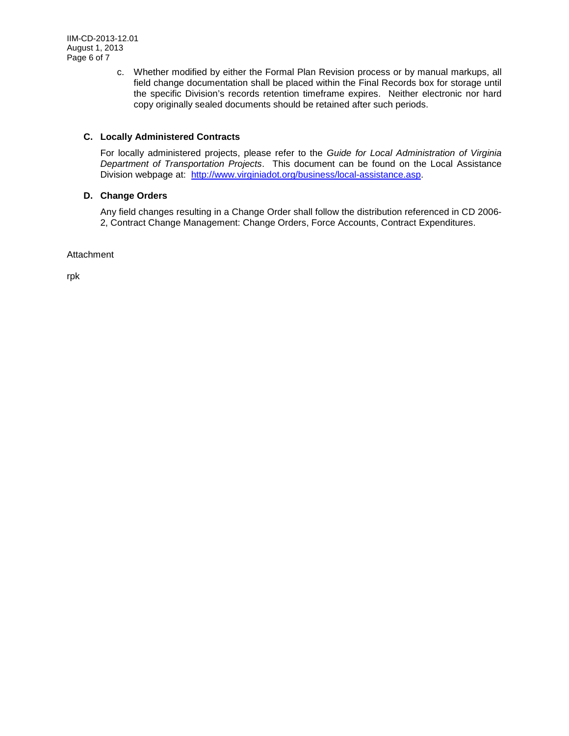c. Whether modified by either the Formal Plan Revision process or by manual markups, all field change documentation shall be placed within the Final Records box for storage until the specific Division's records retention timeframe expires. Neither electronic nor hard copy originally sealed documents should be retained after such periods.

### C. Locally Administered Contracts

For locally administered projects, please refer to the *Guide for Local Administration of Virginia Department of Transportation Projects*. This document can be found on the Local Assistance Division webpage at: [http://www.virginiadot.org/business/local-assistance.asp](http://www.virginiadot.org/business/local-assistance.asp).

### D. Change Orders

Any field changes resulting in a Change Order shall follow the distribution referenced in CD 2006-2, Contract Change Management: Change Orders, Force Accounts, Contract Expenditures.

Attachment

rpk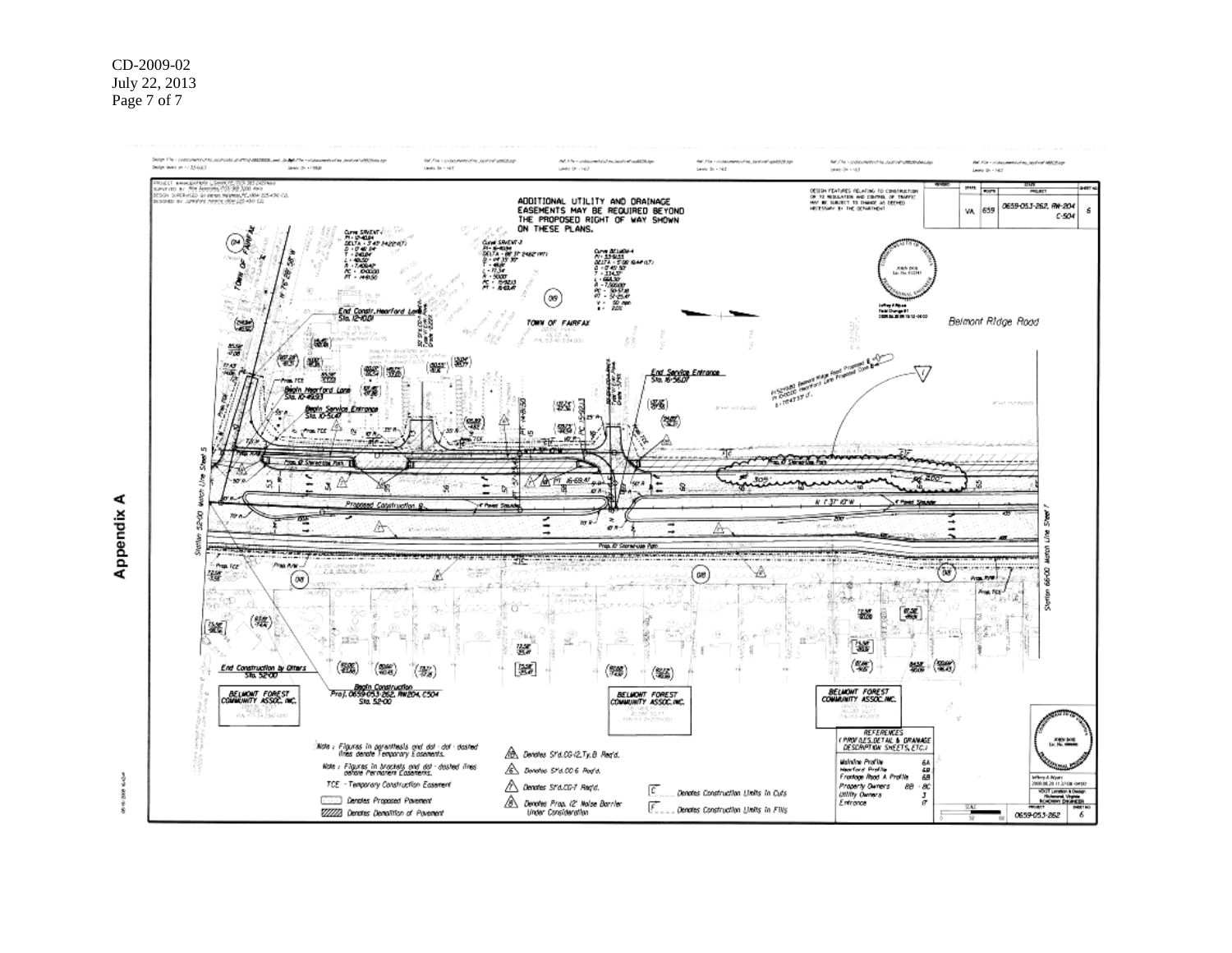CD-2009-02
July 22, 2013

**Appendix A**

ADDITIONAL UTILITY AND DRAINAGE EASEMENTS MAY BE REQUIRED BEYOND THE PROPOSED RIGHT OF WAY SHOWN ON THESE PLANS.

DESIGN FEATURES RELATING TO CONSTRUCTION OR TO REGULATION AND CONTROL OF TRAFFIC MAY BE SUBJECT TO CHANGE AS DEEMED NECESSARY BY THE DEPARTMENT

VA. 659 0659-053-262, RW-204 C-504 6

Belmont Ridge Road

TOWN OF FAIRFAX

End Constr. Hearford Lane Sta. 12+00.01

Begin Hearford Lane Sta. 10+49.93

Begin Service Entrance Sta. 10+51.47

End Service Entrance Sta. 16+56.07

Proposed Construction

End Construction by Others Sta. 52+00

Begin Construction Proj. 0659-053-262, RW204, C504 Sta. 52+00

BELMONT FOREST COMMUNITY ASSOC. INC.

Note : Figures in parenthesis and dot - dot - dashed lines denote Temporary Easements.

Note : Figures in brackets and dot - dashed lines denote Permanent Easements.

TCE - Temporary Construction Easement

Denotes Proposed Pavement

Denotes Demolition of Pavement

Denotes Std.CG-12,Ty.B Req'd.

Denotes Std.CG-6 Req'd.

Denotes Std.CG-7 Req'd.

Denotes Prop. 12' Noise Barrier Under Consideration

C ...... Denotes Construction Limits In Cuts

F ...... Denotes Construction Limits In Fills

REFERENCES (PROFILES, DETAIL & DRAINAGE DESCRIPTION SHEETS, ETC.)

| | |
|---|---|
| Mainline Profile | 6A |
| Hearford Profile | 6B |
| Frontage Road & Profile | 6B |
| Property Owners | 8B - 8C |
| Utility Owners | 3 |
| Entrance | 17 |

0659-053-262 6